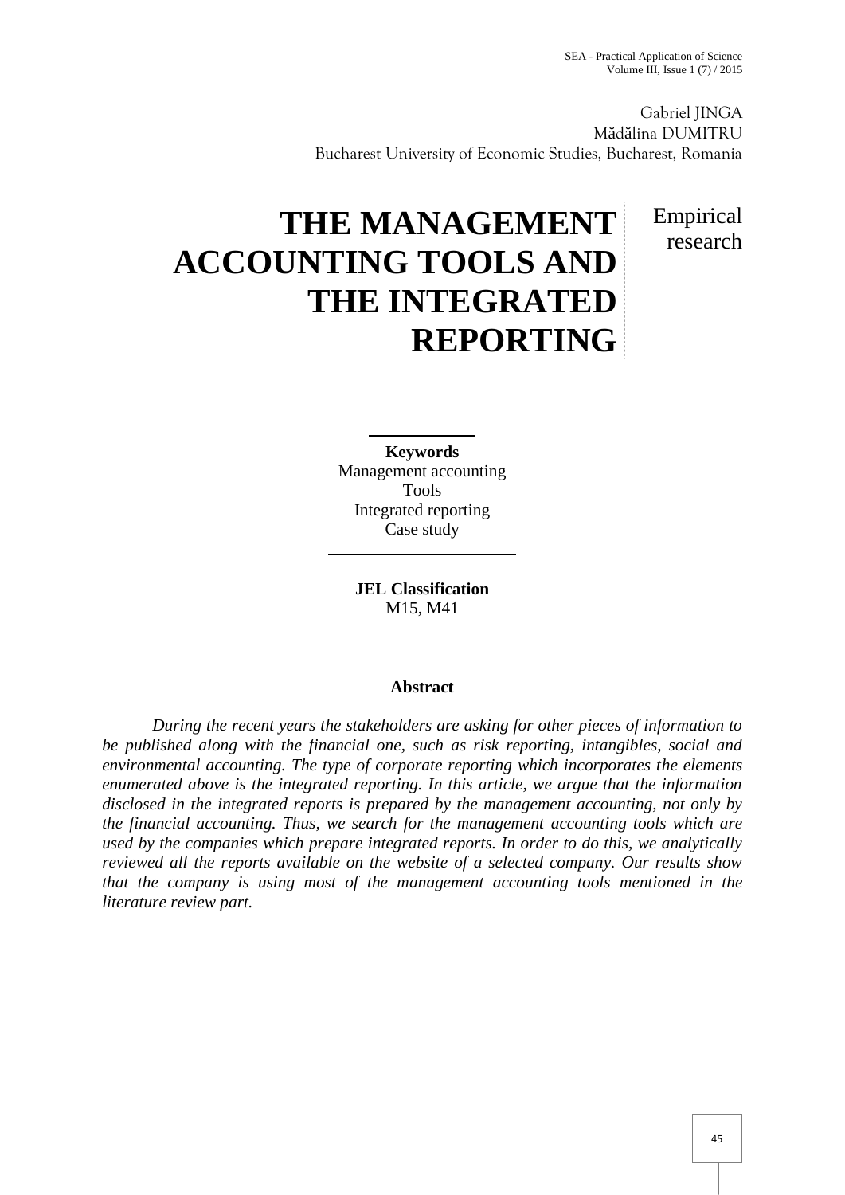Gabriel JINGA
Mădălina DUMITRU
Bucharest University of Economic Studies, Bucharest, Romania

# THE MANAGEMENT ACCOUNTING TOOLS AND THE INTEGRATED REPORTING

Empirical research

**Keywords**
Management accounting
Tools
Integrated reporting
Case study

**JEL Classification**
M15, M41

## Abstract

*During the recent years the stakeholders are asking for other pieces of information to be published along with the financial one, such as risk reporting, intangibles, social and environmental accounting. The type of corporate reporting which incorporates the elements enumerated above is the integrated reporting. In this article, we argue that the information disclosed in the integrated reports is prepared by the management accounting, not only by the financial accounting. Thus, we search for the management accounting tools which are used by the companies which prepare integrated reports. In order to do this, we analytically reviewed all the reports available on the website of a selected company. Our results show that the company is using most of the management accounting tools mentioned in the literature review part.*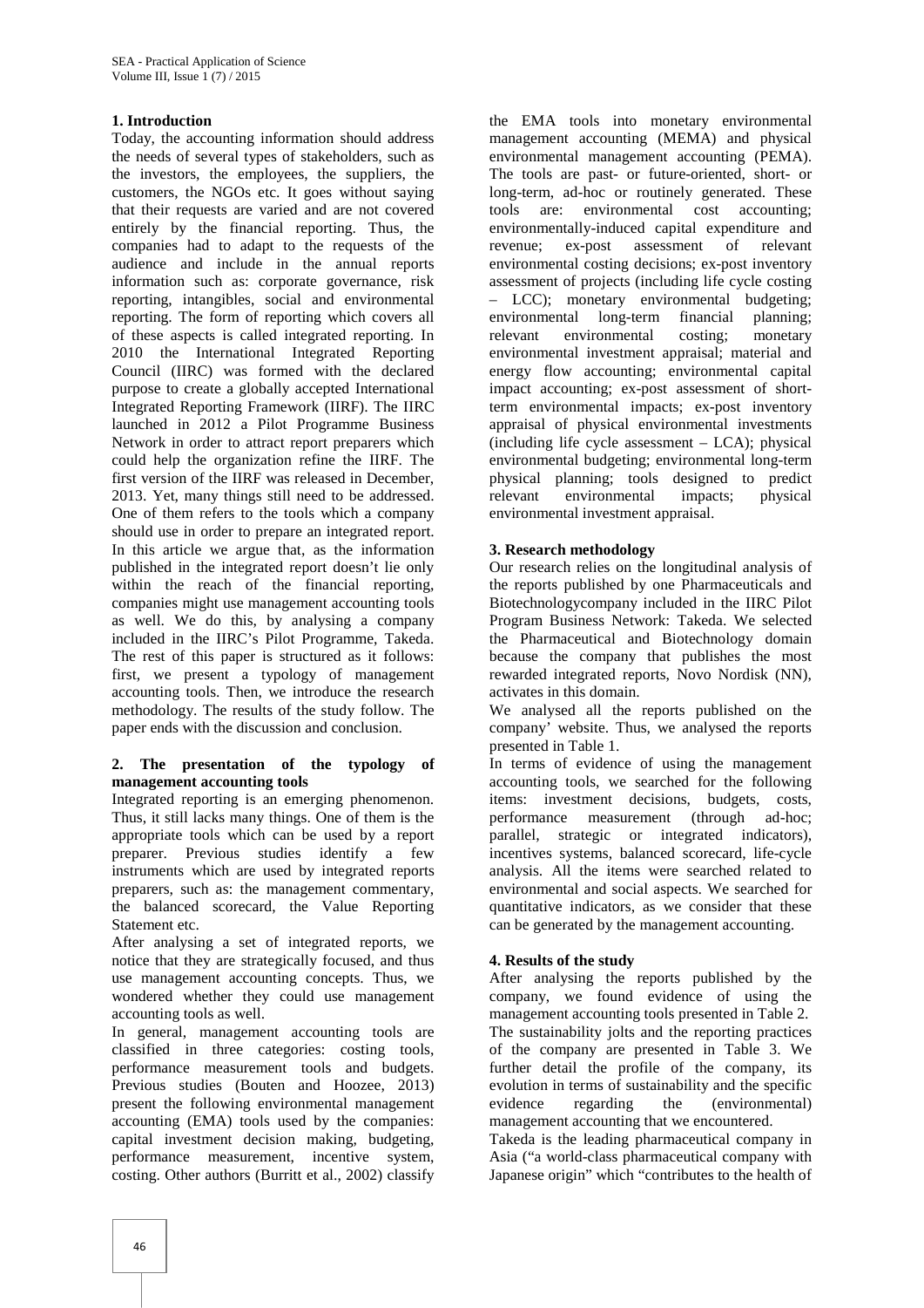## 1. Introduction

Today, the accounting information should address the needs of several types of stakeholders, such as the investors, the employees, the suppliers, the customers, the NGOs etc. It goes without saying that their requests are varied and are not covered entirely by the financial reporting. Thus, the companies had to adapt to the requests of the audience and include in the annual reports information such as: corporate governance, risk reporting, intangibles, social and environmental reporting. The form of reporting which covers all of these aspects is called integrated reporting. In 2010 the International Integrated Reporting Council (IIRC) was formed with the declared purpose to create a globally accepted International Integrated Reporting Framework (IIRF). The IIRC launched in 2012 a Pilot Programme Business Network in order to attract report preparers which could help the organization refine the IIRF. The first version of the IIRF was released in December, 2013. Yet, many things still need to be addressed. One of them refers to the tools which a company should use in order to prepare an integrated report. In this article we argue that, as the information published in the integrated report doesn't lie only within the reach of the financial reporting, companies might use management accounting tools as well. We do this, by analysing a company included in the IIRC's Pilot Programme, Takeda. The rest of this paper is structured as it follows: first, we present a typology of management accounting tools. Then, we introduce the research methodology. The results of the study follow. The paper ends with the discussion and conclusion.

## 2. The presentation of the typology of management accounting tools

Integrated reporting is an emerging phenomenon. Thus, it still lacks many things. One of them is the appropriate tools which can be used by a report preparer. Previous studies identify a few instruments which are used by integrated reports preparers, such as: the management commentary, the balanced scorecard, the Value Reporting Statement etc.

After analysing a set of integrated reports, we notice that they are strategically focused, and thus use management accounting concepts. Thus, we wondered whether they could use management accounting tools as well.

In general, management accounting tools are classified in three categories: costing tools, performance measurement tools and budgets. Previous studies (Bouten and Hoozee, 2013) present the following environmental management accounting (EMA) tools used by the companies: capital investment decision making, budgeting, performance measurement, incentive system, costing. Other authors (Burritt et al., 2002) classify the EMA tools into monetary environmental management accounting (MEMA) and physical environmental management accounting (PEMA). The tools are past- or future-oriented, short- or long-term, ad-hoc or routinely generated. These tools are: environmental cost accounting; environmentally-induced capital expenditure and revenue; ex-post assessment of relevant environmental costing decisions; ex-post inventory assessment of projects (including life cycle costing – LCC); monetary environmental budgeting; environmental long-term financial planning; relevant environmental costing; monetary environmental investment appraisal; material and energy flow accounting; environmental capital impact accounting; ex-post assessment of short-term environmental impacts; ex-post inventory appraisal of physical environmental investments (including life cycle assessment – LCA); physical environmental budgeting; environmental long-term physical planning; tools designed to predict relevant environmental impacts; physical environmental investment appraisal.

## 3. Research methodology

Our research relies on the longitudinal analysis of the reports published by one Pharmaceuticals and Biotechnologycompany included in the IIRC Pilot Program Business Network: Takeda. We selected the Pharmaceutical and Biotechnology domain because the company that publishes the most rewarded integrated reports, Novo Nordisk (NN), activates in this domain.

We analysed all the reports published on the company' website. Thus, we analysed the reports presented in Table 1.

In terms of evidence of using the management accounting tools, we searched for the following items: investment decisions, budgets, costs, performance measurement (through ad-hoc; parallel, strategic or integrated indicators), incentives systems, balanced scorecard, life-cycle analysis. All the items were searched related to environmental and social aspects. We searched for quantitative indicators, as we consider that these can be generated by the management accounting.

## 4. Results of the study

After analysing the reports published by the company, we found evidence of using the management accounting tools presented in Table 2. The sustainability jolts and the reporting practices of the company are presented in Table 3. We further detail the profile of the company, its evolution in terms of sustainability and the specific evidence regarding the (environmental) management accounting that we encountered.

Takeda is the leading pharmaceutical company in Asia ("a world-class pharmaceutical company with Japanese origin" which "contributes to the health of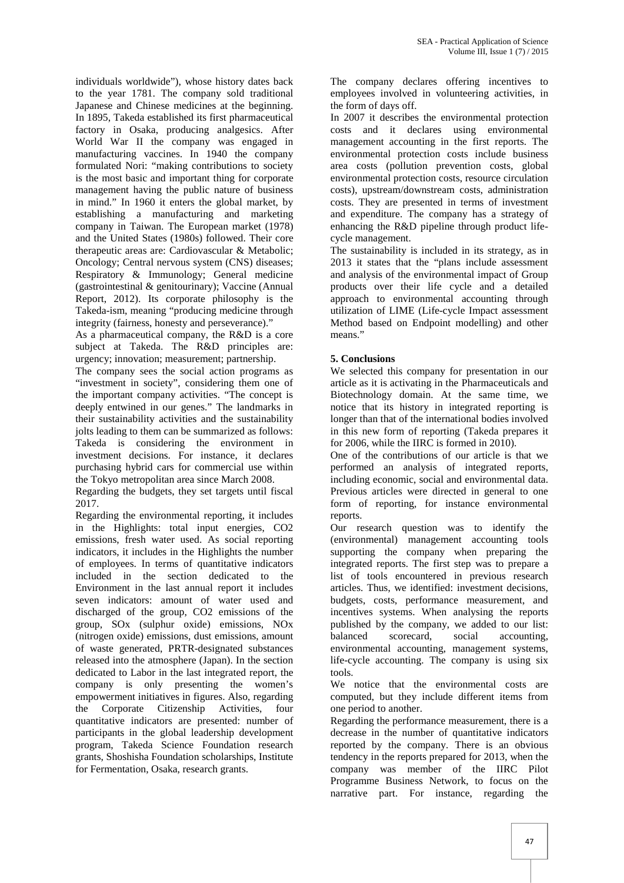individuals worldwide"), whose history dates back to the year 1781. The company sold traditional Japanese and Chinese medicines at the beginning. In 1895, Takeda established its first pharmaceutical factory in Osaka, producing analgesics. After World War II the company was engaged in manufacturing vaccines. In 1940 the company formulated Nori: "making contributions to society is the most basic and important thing for corporate management having the public nature of business in mind." In 1960 it enters the global market, by establishing a manufacturing and marketing company in Taiwan. The European market (1978) and the United States (1980s) followed. Their core therapeutic areas are: Cardiovascular & Metabolic; Oncology; Central nervous system (CNS) diseases; Respiratory & Immunology; General medicine (gastrointestinal & genitourinary); Vaccine (Annual Report, 2012). Its corporate philosophy is the Takeda-ism, meaning "producing medicine through integrity (fairness, honesty and perseverance)."

As a pharmaceutical company, the R&D is a core subject at Takeda. The R&D principles are: urgency; innovation; measurement; partnership.

The company sees the social action programs as "investment in society", considering them one of the important company activities. "The concept is deeply entwined in our genes." The landmarks in their sustainability activities and the sustainability jolts leading to them can be summarized as follows: Takeda is considering the environment in investment decisions. For instance, it declares purchasing hybrid cars for commercial use within the Tokyo metropolitan area since March 2008.

Regarding the budgets, they set targets until fiscal 2017.

Regarding the environmental reporting, it includes in the Highlights: total input energies, $CO_2$ emissions, fresh water used. As social reporting indicators, it includes in the Highlights the number of employees. In terms of quantitative indicators included in the section dedicated to the Environment in the last annual report it includes seven indicators: amount of water used and discharged of the group, $CO_2$ emissions of the group, $SO_x$ (sulphur oxide) emissions, $NO_x$ (nitrogen oxide) emissions, dust emissions, amount of waste generated, PRTR-designated substances released into the atmosphere (Japan). In the section dedicated to Labor in the last integrated report, the company is only presenting the women's empowerment initiatives in figures. Also, regarding the Corporate Citizenship Activities, four quantitative indicators are presented: number of participants in the global leadership development program, Takeda Science Foundation research grants, Shoshisha Foundation scholarships, Institute for Fermentation, Osaka, research grants.

The company declares offering incentives to employees involved in volunteering activities, in the form of days off.

In 2007 it describes the environmental protection costs and it declares using environmental management accounting in the first reports. The environmental protection costs include business area costs (pollution prevention costs, global environmental protection costs, resource circulation costs), upstream/downstream costs, administration costs. They are presented in terms of investment and expenditure. The company has a strategy of enhancing the R&D pipeline through product life-cycle management.

The sustainability is included in its strategy, as in 2013 it states that the "plans include assessment and analysis of the environmental impact of Group products over their life cycle and a detailed approach to environmental accounting through utilization of LIME (Life-cycle Impact assessment Method based on Endpoint modelling) and other means."

## 5. Conclusions

We selected this company for presentation in our article as it is activating in the Pharmaceuticals and Biotechnology domain. At the same time, we notice that its history in integrated reporting is longer than that of the international bodies involved in this new form of reporting (Takeda prepares it for 2006, while the IIRC is formed in 2010).

One of the contributions of our article is that we performed an analysis of integrated reports, including economic, social and environmental data. Previous articles were directed in general to one form of reporting, for instance environmental reports.

Our research question was to identify the (environmental) management accounting tools supporting the company when preparing the integrated reports. The first step was to prepare a list of tools encountered in previous research articles. Thus, we identified: investment decisions, budgets, costs, performance measurement, and incentives systems. When analysing the reports published by the company, we added to our list: balanced scorecard, social accounting, environmental accounting, management systems, life-cycle accounting. The company is using six tools.

We notice that the environmental costs are computed, but they include different items from one period to another.

Regarding the performance measurement, there is a decrease in the number of quantitative indicators reported by the company. There is an obvious tendency in the reports prepared for 2013, when the company was member of the IIRC Pilot Programme Business Network, to focus on the narrative part. For instance, regarding the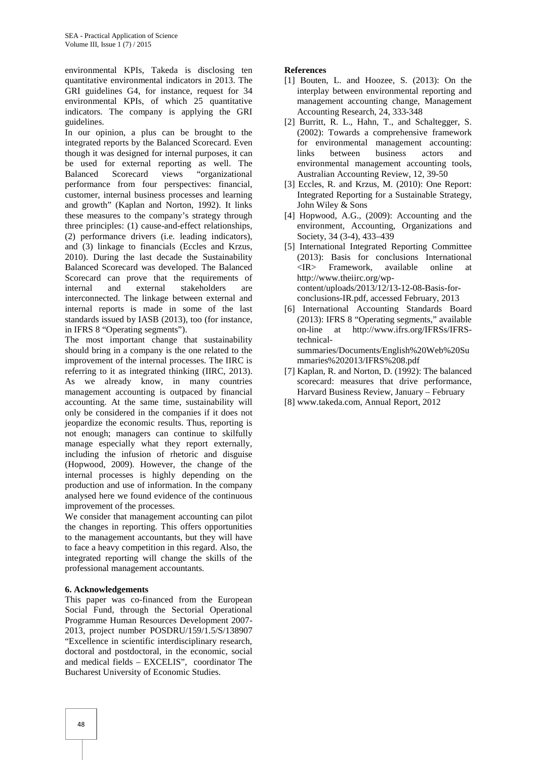environmental KPIs, Takeda is disclosing ten quantitative environmental indicators in 2013. The GRI guidelines G4, for instance, request for 34 environmental KPIs, of which 25 quantitative indicators. The company is applying the GRI guidelines.

In our opinion, a plus can be brought to the integrated reports by the Balanced Scorecard. Even though it was designed for internal purposes, it can be used for external reporting as well. The Balanced Scorecard views "organizational performance from four perspectives: financial, customer, internal business processes and learning and growth" (Kaplan and Norton, 1992). It links these measures to the company's strategy through three principles: (1) cause-and-effect relationships, (2) performance drivers (i.e. leading indicators), and (3) linkage to financials (Eccles and Krzus, 2010). During the last decade the Sustainability Balanced Scorecard was developed. The Balanced Scorecard can prove that the requirements of internal and external stakeholders are interconnected. The linkage between external and internal reports is made in some of the last standards issued by IASB (2013), too (for instance, in IFRS 8 "Operating segments").

The most important change that sustainability should bring in a company is the one related to the improvement of the internal processes. The IIRC is referring to it as integrated thinking (IIRC, 2013). As we already know, in many countries management accounting is outpaced by financial accounting. At the same time, sustainability will only be considered in the companies if it does not jeopardize the economic results. Thus, reporting is not enough; managers can continue to skilfully manage especially what they report externally, including the infusion of rhetoric and disguise (Hopwood, 2009). However, the change of the internal processes is highly depending on the production and use of information. In the company analysed here we found evidence of the continuous improvement of the processes.

We consider that management accounting can pilot the changes in reporting. This offers opportunities to the management accountants, but they will have to face a heavy competition in this regard. Also, the integrated reporting will change the skills of the professional management accountants.

## 6. Acknowledgements

This paper was co-financed from the European Social Fund, through the Sectorial Operational Programme Human Resources Development 2007-2013, project number POSDRU/159/1.5/S/138907 "Excellence in scientific interdisciplinary research, doctoral and postdoctoral, in the economic, social and medical fields – EXCELIS", coordinator The Bucharest University of Economic Studies.

## References

[1] Bouten, L. and Hoozee, S. (2013): On the interplay between environmental reporting and management accounting change, Management Accounting Research, 24, 333-348

[2] Burritt, R. L., Hahn, T., and Schaltegger, S. (2002): Towards a comprehensive framework for environmental management accounting: links between business actors and environmental management accounting tools, Australian Accounting Review, 12, 39-50

[3] Eccles, R. and Krzus, M. (2010): One Report: Integrated Reporting for a Sustainable Strategy, John Wiley & Sons

[4] Hopwood, A.G., (2009): Accounting and the environment, Accounting, Organizations and Society, 34 (3-4), 433–439

[5] International Integrated Reporting Committee (2013): Basis for conclusions International <IR> Framework, available online at http://www.theiirc.org/wp-content/uploads/2013/12/13-12-08-Basis-for-conclusions-IR.pdf, accessed February, 2013

[6] International Accounting Standards Board (2013): IFRS 8 "Operating segments," available on-line at http://www.ifrs.org/IFRSs/IFRS-technical-summaries/Documents/English%20Web%20Summaries%202013/IFRS%208.pdf

[7] Kaplan, R. and Norton, D. (1992): The balanced scorecard: measures that drive performance, Harvard Business Review, January – February

[8] www.takeda.com, Annual Report, 2012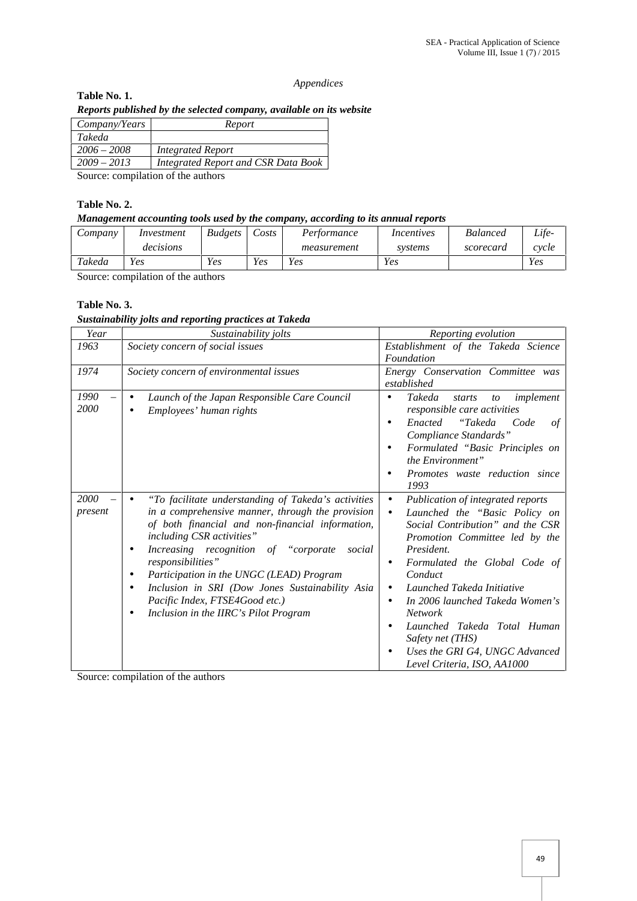*Appendices*

**Table No. 1.**

***Reports published by the selected company, available on its website***

| *Company/Years* | *Report* |
|---|---|
| *Takeda* | |
| *2006 – 2008* | *Integrated Report* |
| *2009 – 2013* | *Integrated Report and CSR Data Book* |

Source: compilation of the authors

**Table No. 2.**

***Management accounting tools used by the company, according to its annual reports***

| *Company* | *Investment decisions* | *Budgets* | *Costs* | *Performance measurement* | *Incentives systems* | *Balanced scorecard* | *Life-cycle* |
|---|---|---|---|---|---|---|---|
| *Takeda* | *Yes* | *Yes* | *Yes* | *Yes* | *Yes* | | *Yes* |

Source: compilation of the authors

**Table No. 3.**

***Sustainability jolts and reporting practices at Takeda***

| *Year* | *Sustainability jolts* | *Reporting evolution* |
|---|---|---|
| *1963* | *Society concern of social issues* | *Establishment of the Takeda Science Foundation* |
| *1974* | *Society concern of environmental issues* | *Energy Conservation Committee was established* |
| *1990 – 2000* | • *Launch of the Japan Responsible Care Council*<br>• *Employees' human rights* | • *Takeda starts to implement responsible care activities*<br>• *Enacted "Takeda Code of Compliance Standards"*<br>• *Formulated "Basic Principles on the Environment"*<br>• *Promotes waste reduction since 1993* |
| *2000 – present* | • *"To facilitate understanding of Takeda's activities in a comprehensive manner, through the provision of both financial and non-financial information, including CSR activities"*<br>• *Increasing recognition of "corporate social responsibilities"*<br>• *Participation in the UNGC (LEAD) Program*<br>• *Inclusion in SRI (Dow Jones Sustainability Asia Pacific Index, FTSE4Good etc.)*<br>• *Inclusion in the IIRC's Pilot Program* | • *Publication of integrated reports*<br>• *Launched the "Basic Policy on Social Contribution" and the CSR Promotion Committee led by the President.*<br>• *Formulated the Global Code of Conduct*<br>• *Launched Takeda Initiative*<br>• *In 2006 launched Takeda Women's Network*<br>• *Launched Takeda Total Human Safety net (THS)*<br>• *Uses the GRI G4, UNGC Advanced Level Criteria, ISO, AA1000* |

Source: compilation of the authors